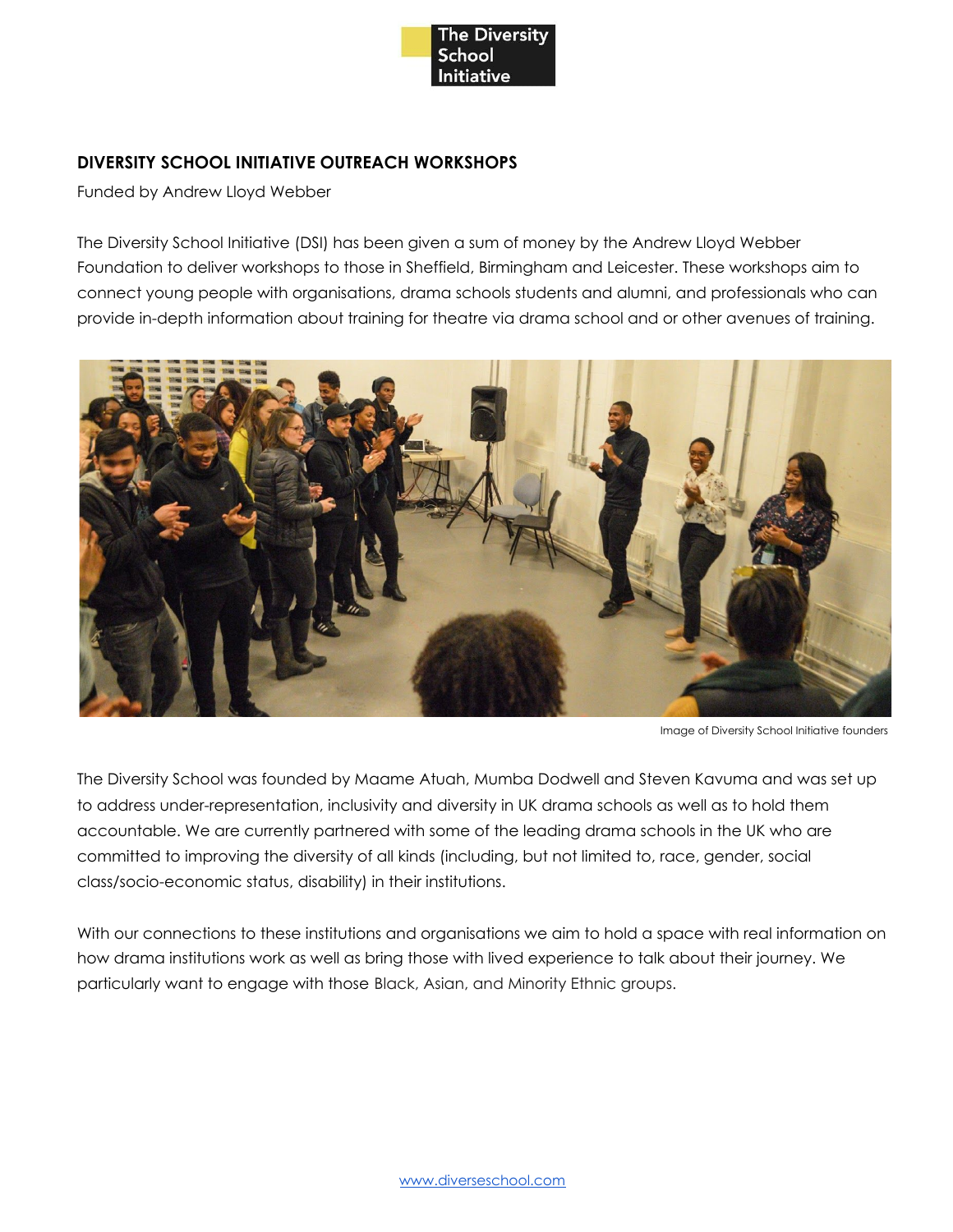# DIVERSITY SCHOOL INITIATIVE OUTREACH WORKSHOPS

Funded by Andrew Lloyd Webber

The Diversity School Initiative (DSI) has been given a sum of money by the Andrew Lloyd Webber Foundation to deliver workshops to those in Sheffield, Birmingham and Leicester. These workshops aim to connect young people with organisations, drama schools students and alumni, and professionals who can provide in-depth information about training for theatre via drama school and or other avenues of training.

Image of Diversity School Initiative founders

The Diversity School was founded by Maame Atuah, Mumba Dodwell and Steven Kavuma and was set up to address under-representation, inclusivity and diversity in UK drama schools as well as to hold them accountable. We are currently partnered with some of the leading drama schools in the UK who are committed to improving the diversity of all kinds (including, but not limited to, race, gender, social class/socio-economic status, disability) in their institutions.

With our connections to these institutions and organisations we aim to hold a space with real information on how drama institutions work as well as bring those with lived experience to talk about their journey. We particularly want to engage with those Black, Asian, and Minority Ethnic groups.

www.diverseschool.com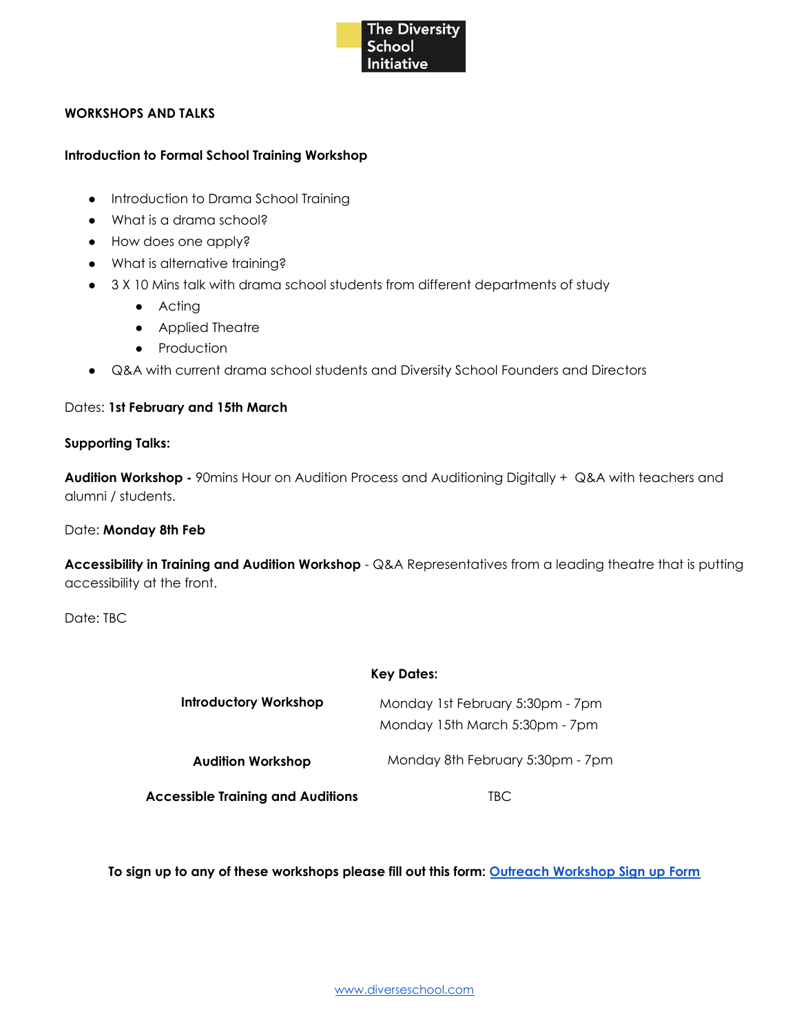## WORKSHOPS AND TALKS

### Introduction to Formal School Training Workshop

- Introduction to Drama School Training
- What is a drama school?
- How does one apply?
- What is alternative training?
- 3 X 10 Mins talk with drama school students from different departments of study
    - Acting
    - Applied Theatre
    - Production
- Q&A with current drama school students and Diversity School Founders and Directors

Dates: **1st February and 15th March**

**Supporting Talks:**

**Audition Workshop -** 90mins Hour on Audition Process and Auditioning Digitally + Q&A with teachers and alumni / students.

Date: **Monday 8th Feb**

**Accessibility in Training and Audition Workshop** - Q&A Representatives from a leading theatre that is putting accessibility at the front.

Date: TBC

**Key Dates:**

| | |
|---|---|
| **Introductory Workshop** | Monday 1st February 5:30pm - 7pm<br>Monday 15th March 5:30pm - 7pm |
| **Audition Workshop** | Monday 8th February 5:30pm - 7pm |
| **Accessible Training and Auditions** | TBC |

**To sign up to any of these workshops please fill out this form: [Outreach Workshop Sign up Form]**

www.diverseschool.com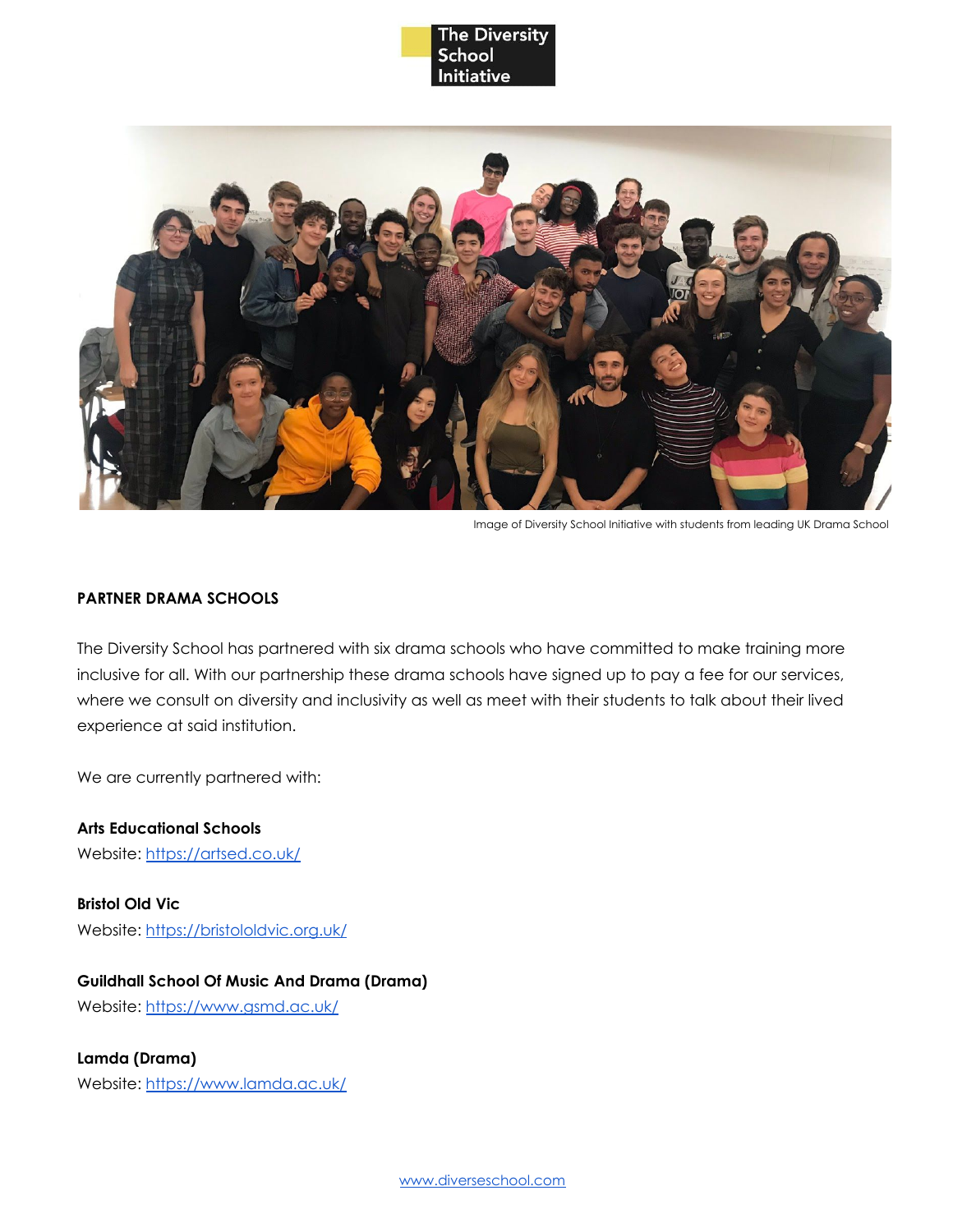Image of Diversity School Initiative with students from leading UK Drama School

**PARTNER DRAMA SCHOOLS**

The Diversity School has partnered with six drama schools who have committed to make training more inclusive for all. With our partnership these drama schools have signed up to pay a fee for our services, where we consult on diversity and inclusivity as well as meet with their students to talk about their lived experience at said institution.

We are currently partnered with:

**Arts Educational Schools**
Website: https://artsed.co.uk/

**Bristol Old Vic**
Website: https://bristololdvic.org.uk/

**Guildhall School Of Music And Drama (Drama)**
Website: https://www.gsmd.ac.uk/

**Lamda (Drama)**
Website: https://www.lamda.ac.uk/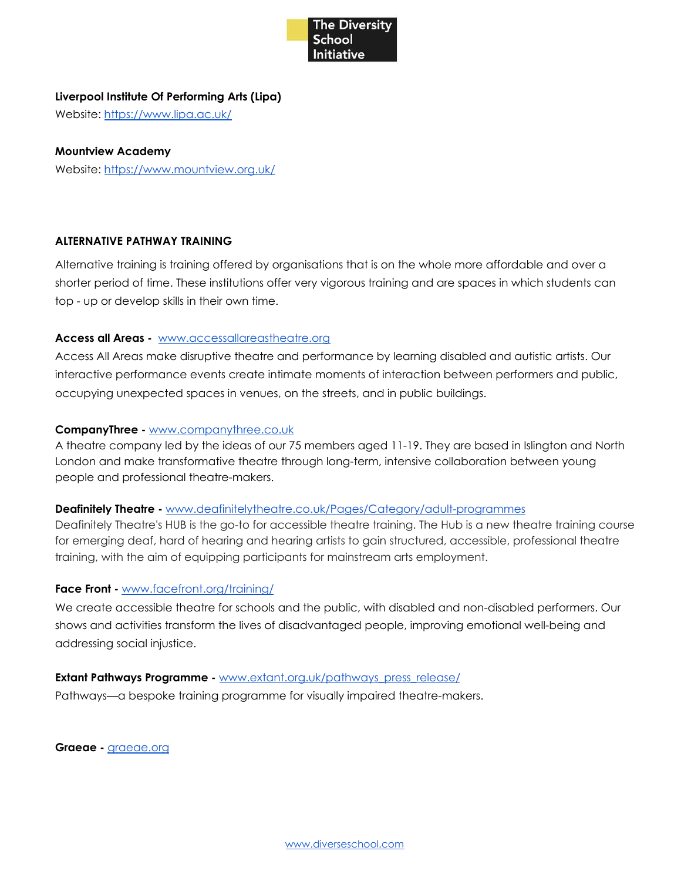**Liverpool Institute Of Performing Arts (Lipa)**
Website: [https://www.lipa.ac.uk/](https://www.lipa.ac.uk/)

**Mountview Academy**
Website: [https://www.mountview.org.uk/](https://www.mountview.org.uk/)

## ALTERNATIVE PATHWAY TRAINING

Alternative training is training offered by organisations that is on the whole more affordable and over a shorter period of time. These institutions offer very vigorous training and are spaces in which students can top - up or develop skills in their own time.

**Access all Areas -** [www.accessallareastheatre.org](www.accessallareastheatre.org)
Access All Areas make disruptive theatre and performance by learning disabled and autistic artists. Our interactive performance events create intimate moments of interaction between performers and public, occupying unexpected spaces in venues, on the streets, and in public buildings.

**CompanyThree -** [www.companythree.co.uk](www.companythree.co.uk)
A theatre company led by the ideas of our 75 members aged 11-19. They are based in Islington and North London and make transformative theatre through long-term, intensive collaboration between young people and professional theatre-makers.

**Deafinitely Theatre -** [www.deafinitelytheatre.co.uk/Pages/Category/adult-programmes](www.deafinitelytheatre.co.uk/Pages/Category/adult-programmes)
Deafinitely Theatre's HUB is the go-to for accessible theatre training. The Hub is a new theatre training course for emerging deaf, hard of hearing and hearing artists to gain structured, accessible, professional theatre training, with the aim of equipping participants for mainstream arts employment.

**Face Front -** [www.facefront.org/training/](www.facefront.org/training/)
We create accessible theatre for schools and the public, with disabled and non-disabled performers. Our shows and activities transform the lives of disadvantaged people, improving emotional well-being and addressing social injustice.

**Extant Pathways Programme -** [www.extant.org.uk/pathways_press_release/](www.extant.org.uk/pathways_press_release/)
Pathways—a bespoke training programme for visually impaired theatre-makers.

**Graeae -** [graeae.org](graeae.org)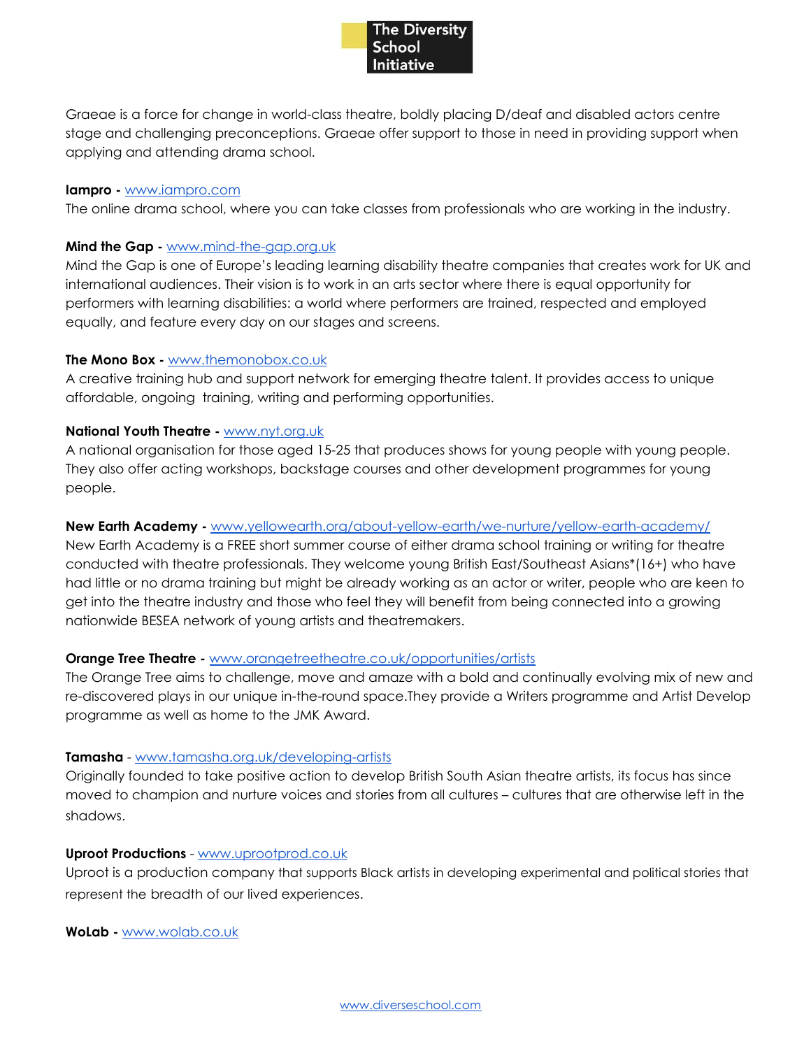Graeae is a force for change in world-class theatre, boldly placing D/deaf and disabled actors centre stage and challenging preconceptions. Graeae offer support to those in need in providing support when applying and attending drama school.

**Iampro -** www.iampro.com
The online drama school, where you can take classes from professionals who are working in the industry.

**Mind the Gap -** www.mind-the-gap.org.uk
Mind the Gap is one of Europe's leading learning disability theatre companies that creates work for UK and international audiences. Their vision is to work in an arts sector where there is equal opportunity for performers with learning disabilities: a world where performers are trained, respected and employed equally, and feature every day on our stages and screens.

**The Mono Box -** www.themonobox.co.uk
A creative training hub and support network for emerging theatre talent. It provides access to unique affordable, ongoing training, writing and performing opportunities.

**National Youth Theatre -** www.nyt.org.uk
A national organisation for those aged 15-25 that produces shows for young people with young people. They also offer acting workshops, backstage courses and other development programmes for young people.

**New Earth Academy -** www.yellowearth.org/about-yellow-earth/we-nurture/yellow-earth-academy/
New Earth Academy is a FREE short summer course of either drama school training or writing for theatre conducted with theatre professionals. They welcome young British East/Southeast Asians*(16+) who have had little or no drama training but might be already working as an actor or writer, people who are keen to get into the theatre industry and those who feel they will benefit from being connected into a growing nationwide BESEA network of young artists and theatremakers.

**Orange Tree Theatre -** www.orangetreetheatre.co.uk/opportunities/artists
The Orange Tree aims to challenge, move and amaze with a bold and continually evolving mix of new and re-discovered plays in our unique in-the-round space.They provide a Writers programme and Artist Develop programme as well as home to the JMK Award.

**Tamasha** - www.tamasha.org.uk/developing-artists
Originally founded to take positive action to develop British South Asian theatre artists, its focus has since moved to champion and nurture voices and stories from all cultures – cultures that are otherwise left in the shadows.

**Uproot Productions** - www.uprootprod.co.uk
Uproot is a production company that supports Black artists in developing experimental and political stories that represent the breadth of our lived experiences.

**WoLab -** www.wolab.co.uk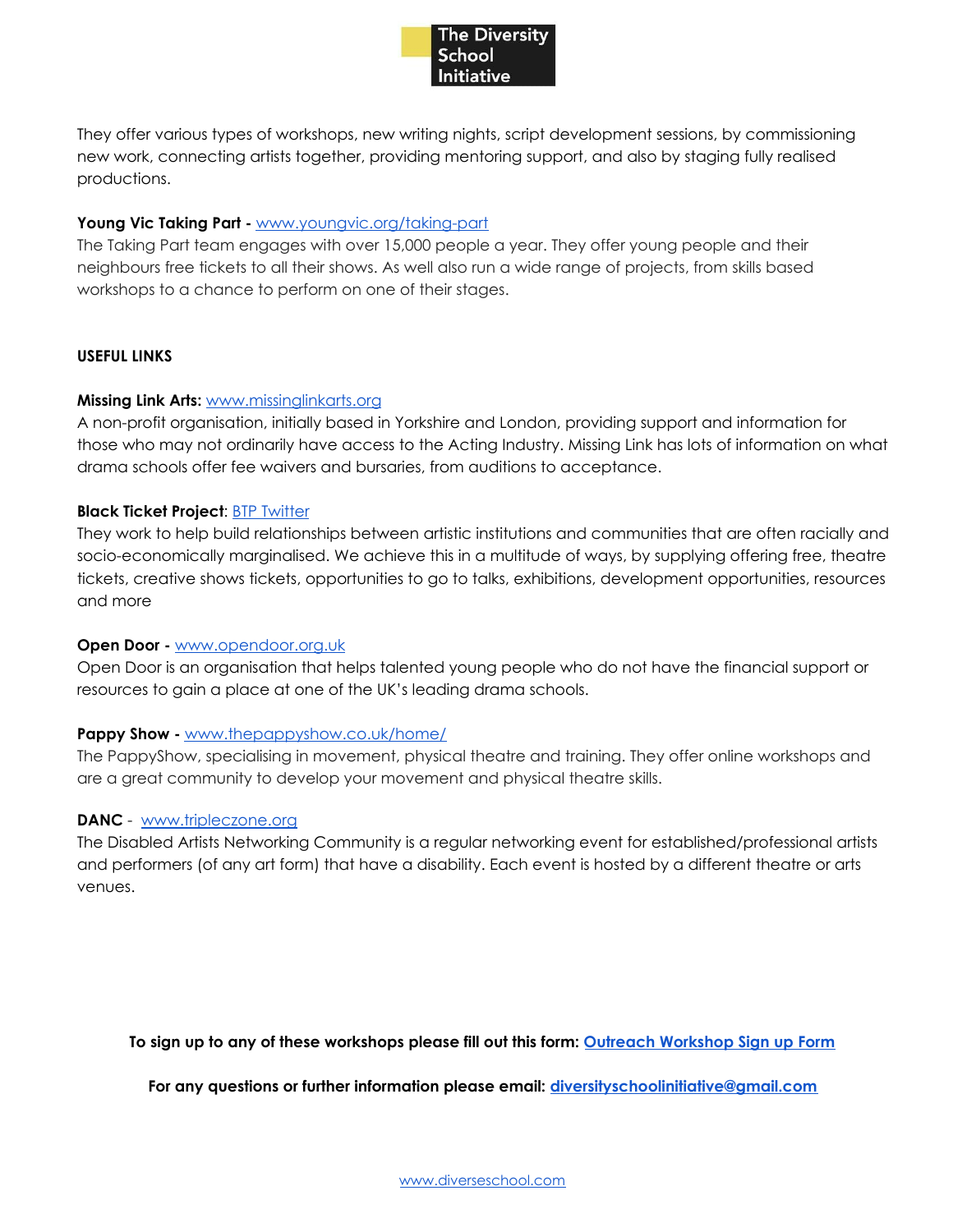They offer various types of workshops, new writing nights, script development sessions, by commissioning new work, connecting artists together, providing mentoring support, and also by staging fully realised productions.

**Young Vic Taking Part -** [www.youngvic.org/taking-part](http://www.youngvic.org/taking-part)
The Taking Part team engages with over 15,000 people a year. They offer young people and their neighbours free tickets to all their shows. As well also run a wide range of projects, from skills based workshops to a chance to perform on one of their stages.

**USEFUL LINKS**

**Missing Link Arts:** [www.missinglinkarts.org](http://www.missinglinkarts.org)
A non-profit organisation, initially based in Yorkshire and London, providing support and information for those who may not ordinarily have access to the Acting Industry. Missing Link has lots of information on what drama schools offer fee waivers and bursaries, from auditions to acceptance.

**Black Ticket Project**: BTP Twitter
They work to help build relationships between artistic institutions and communities that are often racially and socio-economically marginalised. We achieve this in a multitude of ways, by supplying offering free, theatre tickets, creative shows tickets, opportunities to go to talks, exhibitions, development opportunities, resources and more

**Open Door -** [www.opendoor.org.uk](http://www.opendoor.org.uk)
Open Door is an organisation that helps talented young people who do not have the financial support or resources to gain a place at one of the UK's leading drama schools.

**Pappy Show -** [www.thepappyshow.co.uk/home/](http://www.thepappyshow.co.uk/home/)
The PappyShow, specialising in movement, physical theatre and training. They offer online workshops and are a great community to develop your movement and physical theatre skills.

**DANC** - [www.tripleczone.org](http://www.tripleczone.org)
The Disabled Artists Networking Community is a regular networking event for established/professional artists and performers (of any art form) that have a disability. Each event is hosted by a different theatre or arts venues.

**To sign up to any of these workshops please fill out this form: Outreach Workshop Sign up Form**

**For any questions or further information please email: diversityschoolinitiative@gmail.com**

[www.diverseschool.com](http://www.diverseschool.com)